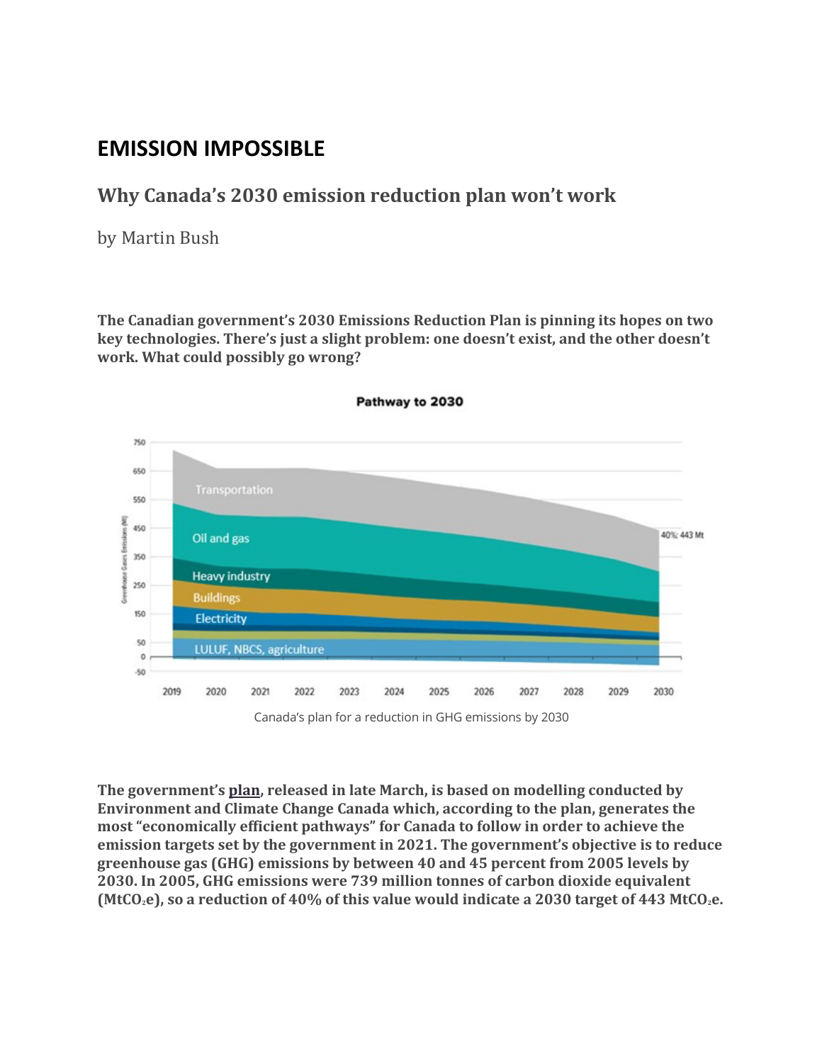# EMISSION IMPOSSIBLE

## Why Canada's 2030 emission reduction plan won't work

by Martin Bush

**The Canadian government's 2030 Emissions Reduction Plan is pinning its hopes on two key technologies. There's just a slight problem: one doesn't exist, and the other doesn't work. What could possibly go wrong?**

Canada's plan for a reduction in GHG emissions by 2030

**The government's plan, released in late March, is based on modelling conducted by Environment and Climate Change Canada which, according to the plan, generates the most "economically efficient pathways" for Canada to follow in order to achieve the emission targets set by the government in 2021. The government's objective is to reduce greenhouse gas (GHG) emissions by between 40 and 45 percent from 2005 levels by 2030. In 2005, GHG emissions were 739 million tonnes of carbon dioxide equivalent ($MtCO_2e$), so a reduction of 40% of this value would indicate a 2030 target of 443 $MtCO_2e$.**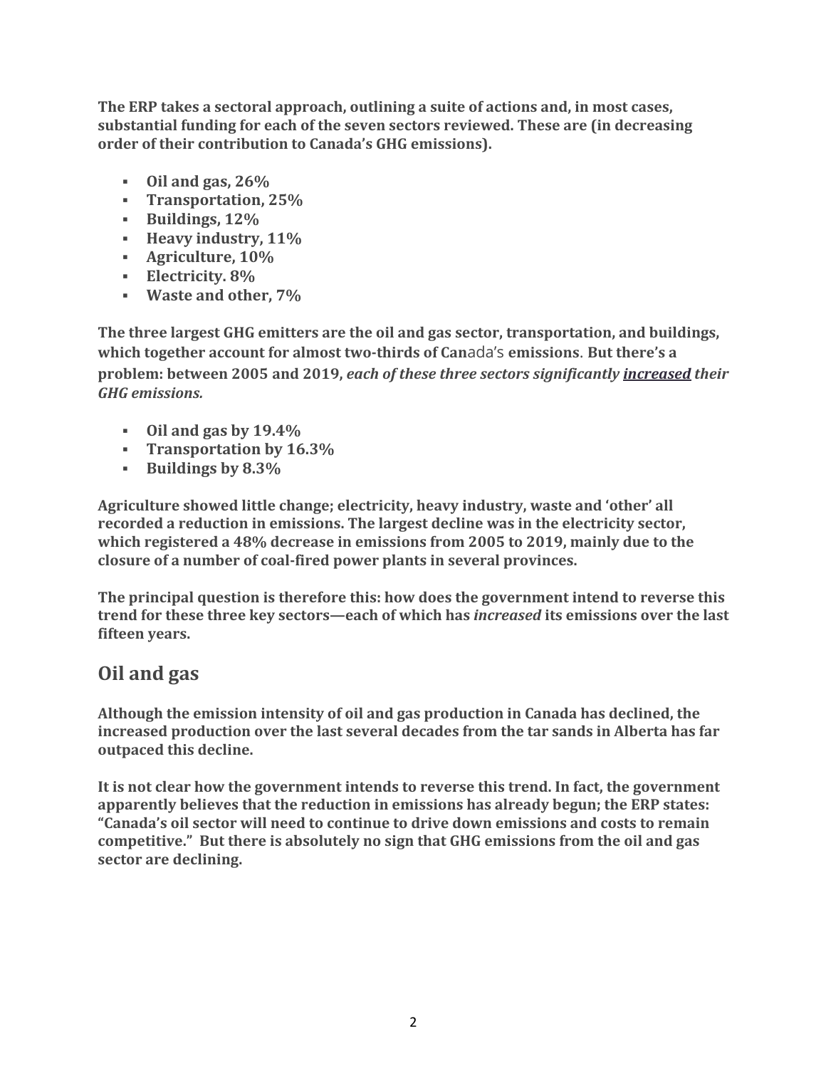**The ERP takes a sectoral approach, outlining a suite of actions and, in most cases, substantial funding for each of the seven sectors reviewed. These are (in decreasing order of their contribution to Canada's GHG emissions).**

- **Oil and gas, 26%**
- **Transportation, 25%**
- **Buildings, 12%**
- **Heavy industry, 11%**
- **Agriculture, 10%**
- **Electricity. 8%**
- **Waste and other, 7%**

**The three largest GHG emitters are the oil and gas sector, transportation, and buildings, which together account for almost two-thirds of Canada's emissions. But there's a problem: between 2005 and 2019, *each of these three sectors significantly increased their GHG emissions.***

- **Oil and gas by 19.4%**
- **Transportation by 16.3%**
- **Buildings by 8.3%**

**Agriculture showed little change; electricity, heavy industry, waste and 'other' all recorded a reduction in emissions. The largest decline was in the electricity sector, which registered a 48% decrease in emissions from 2005 to 2019, mainly due to the closure of a number of coal-fired power plants in several provinces.**

**The principal question is therefore this: how does the government intend to reverse this trend for these three key sectors—each of which has *increased* its emissions over the last fifteen years.**

## Oil and gas

**Although the emission intensity of oil and gas production in Canada has declined, the increased production over the last several decades from the tar sands in Alberta has far outpaced this decline.**

**It is not clear how the government intends to reverse this trend. In fact, the government apparently believes that the reduction in emissions has already begun; the ERP states: "Canada's oil sector will need to continue to drive down emissions and costs to remain competitive." But there is absolutely no sign that GHG emissions from the oil and gas sector are declining.**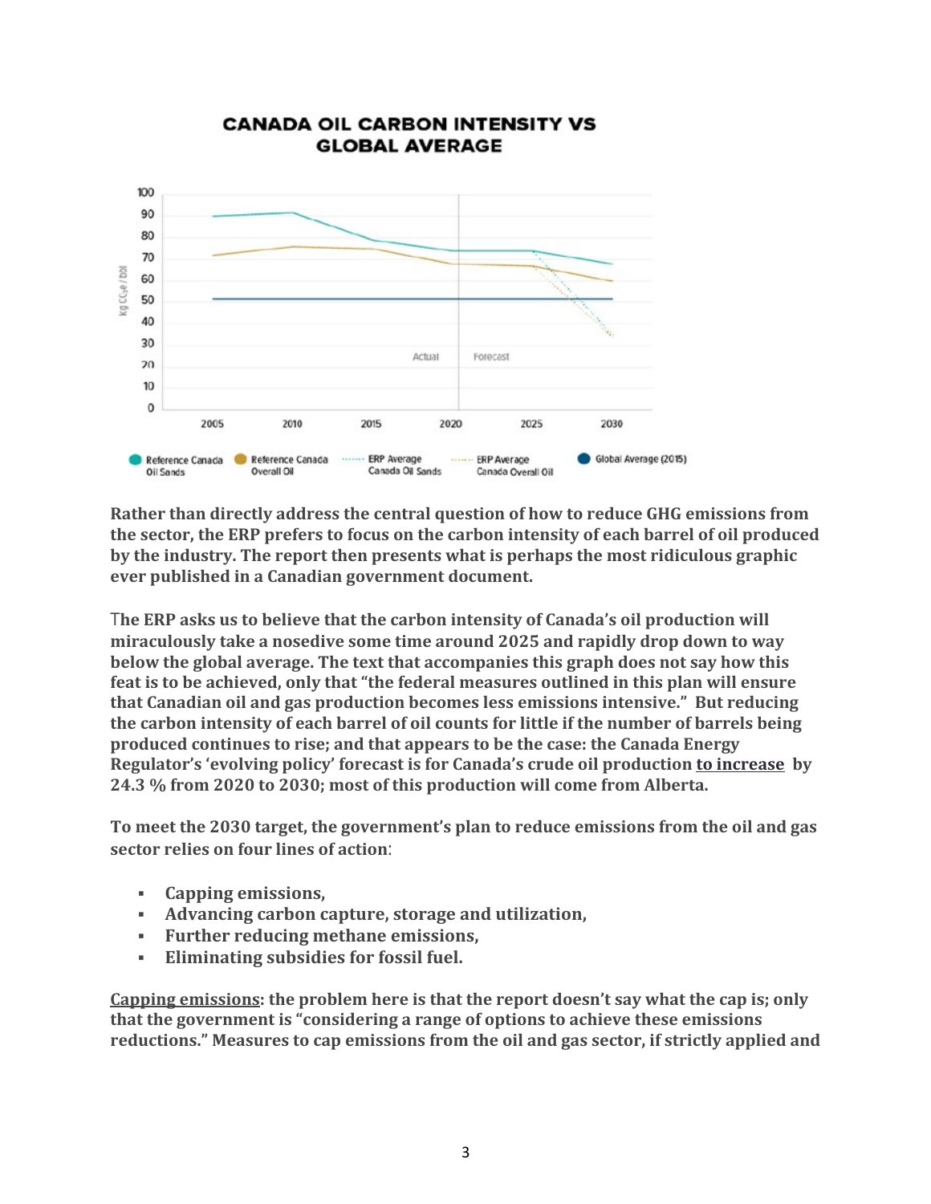CANADA OIL CARBON INTENSITY VS GLOBAL AVERAGE

**Rather than directly address the central question of how to reduce GHG emissions from the sector, the ERP prefers to focus on the carbon intensity of each barrel of oil produced by the industry. The report then presents what is perhaps the most ridiculous graphic ever published in a Canadian government document.**

**The ERP asks us to believe that the carbon intensity of Canada's oil production will miraculously take a nosedive some time around 2025 and rapidly drop down to way below the global average. The text that accompanies this graph does not say how this feat is to be achieved, only that "the federal measures outlined in this plan will ensure that Canadian oil and gas production becomes less emissions intensive." But reducing the carbon intensity of each barrel of oil counts for little if the number of barrels being produced continues to rise; and that appears to be the case: the Canada Energy Regulator's 'evolving policy' forecast is for Canada's crude oil production <u>to increase</u> by 24.3 % from 2020 to 2030; most of this production will come from Alberta.**

**To meet the 2030 target, the government's plan to reduce emissions from the oil and gas sector relies on four lines of action:**

- **Capping emissions,**
- **Advancing carbon capture, storage and utilization,**
- **Further reducing methane emissions,**
- **Eliminating subsidies for fossil fuel.**

**<u>Capping emissions</u>: the problem here is that the report doesn't say what the cap is; only that the government is "considering a range of options to achieve these emissions reductions." Measures to cap emissions from the oil and gas sector, if strictly applied and**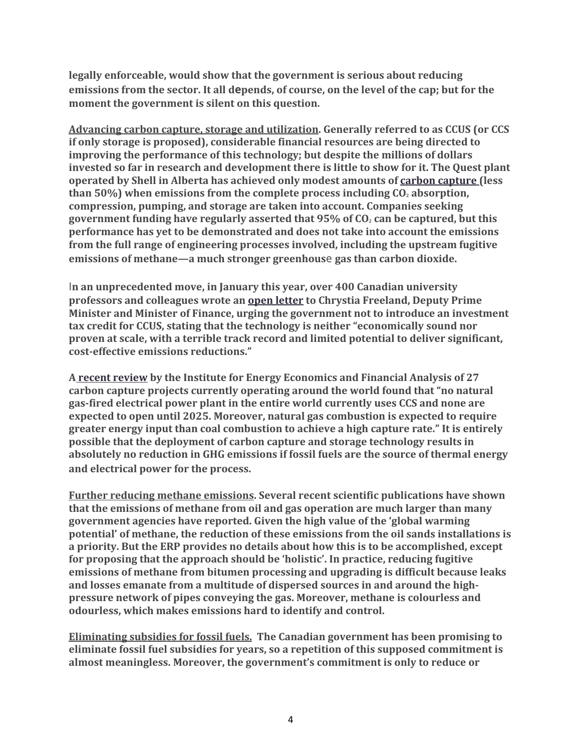**legally enforceable, would show that the government is serious about reducing emissions from the sector. It all depends, of course, on the level of the cap; but for the moment the government is silent on this question.**

**<u>Advancing carbon capture, storage and utilization</u>. Generally referred to as CCUS (or CCS if only storage is proposed), considerable financial resources are being directed to improving the performance of this technology; but despite the millions of dollars invested so far in research and development there is little to show for it. The Quest plant operated by Shell in Alberta has achieved only modest amounts of <u>carbon capture</u> (less than 50%) when emissions from the complete process including $CO_2$ absorption, compression, pumping, and storage are taken into account. Companies seeking government funding have regularly asserted that 95% of $CO_2$ can be captured, but this performance has yet to be demonstrated and does not take into account the emissions from the full range of engineering processes involved, including the upstream fugitive emissions of methane—a much stronger greenhouse gas than carbon dioxide.**

**In an unprecedented move, in January this year, over 400 Canadian university professors and colleagues wrote an <u>open letter</u> to Chrystia Freeland, Deputy Prime Minister and Minister of Finance, urging the government not to introduce an investment tax credit for CCUS, stating that the technology is neither "economically sound nor proven at scale, with a terrible track record and limited potential to deliver significant, cost-effective emissions reductions."**

**A <u>recent review</u> by the Institute for Energy Economics and Financial Analysis of 27 carbon capture projects currently operating around the world found that "no natural gas-fired electrical power plant in the entire world currently uses CCS and none are expected to open until 2025. Moreover, natural gas combustion is expected to require greater energy input than coal combustion to achieve a high capture rate." It is entirely possible that the deployment of carbon capture and storage technology results in absolutely no reduction in GHG emissions if fossil fuels are the source of thermal energy and electrical power for the process.**

**<u>Further reducing methane emissions</u>. Several recent scientific publications have shown that the emissions of methane from oil and gas operation are much larger than many government agencies have reported. Given the high value of the 'global warming potential' of methane, the reduction of these emissions from the oil sands installations is a priority. But the ERP provides no details about how this is to be accomplished, except for proposing that the approach should be 'holistic'. In practice, reducing fugitive emissions of methane from bitumen processing and upgrading is difficult because leaks and losses emanate from a multitude of dispersed sources in and around the high-pressure network of pipes conveying the gas. Moreover, methane is colourless and odourless, which makes emissions hard to identify and control.**

**<u>Eliminating subsidies for fossil fuels.</u> The Canadian government has been promising to eliminate fossil fuel subsidies for years, so a repetition of this supposed commitment is almost meaningless. Moreover, the government's commitment is only to reduce or**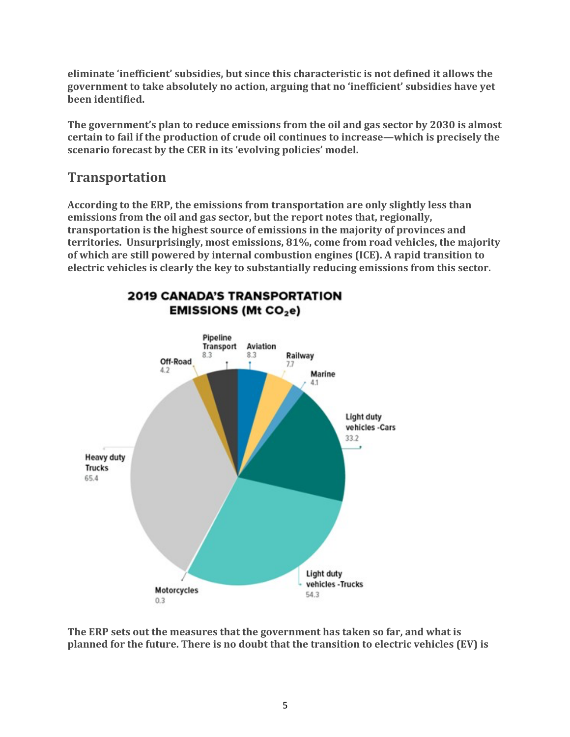eliminate 'inefficient' subsidies, but since this characteristic is not defined it allows the government to take absolutely no action, arguing that no 'inefficient' subsidies have yet been identified.

The government's plan to reduce emissions from the oil and gas sector by 2030 is almost certain to fail if the production of crude oil continues to increase—which is precisely the scenario forecast by the CER in its 'evolving policies' model.

## Transportation

According to the ERP, the emissions from transportation are only slightly less than emissions from the oil and gas sector, but the report notes that, regionally, transportation is the highest source of emissions in the majority of provinces and territories. Unsurprisingly, most emissions, 81%, come from road vehicles, the majority of which are still powered by internal combustion engines (ICE). A rapid transition to electric vehicles is clearly the key to substantially reducing emissions from this sector.

**2019 CANADA'S TRANSPORTATION EMISSIONS (Mt $CO_2e$)**

| Category | Mt $CO_2e$ |
|---|---|
| Pipeline Transport | 8.3 |
| Aviation | 8.3 |
| Railway | 7.7 |
| Marine | 4.1 |
| Light duty vehicles -Cars | 33.2 |
| Light duty vehicles -Trucks | 54.3 |
| Motorcycles | 0.3 |
| Heavy duty Trucks | 65.4 |
| Off-Road | 4.2 |

The ERP sets out the measures that the government has taken so far, and what is planned for the future. There is no doubt that the transition to electric vehicles (EV) is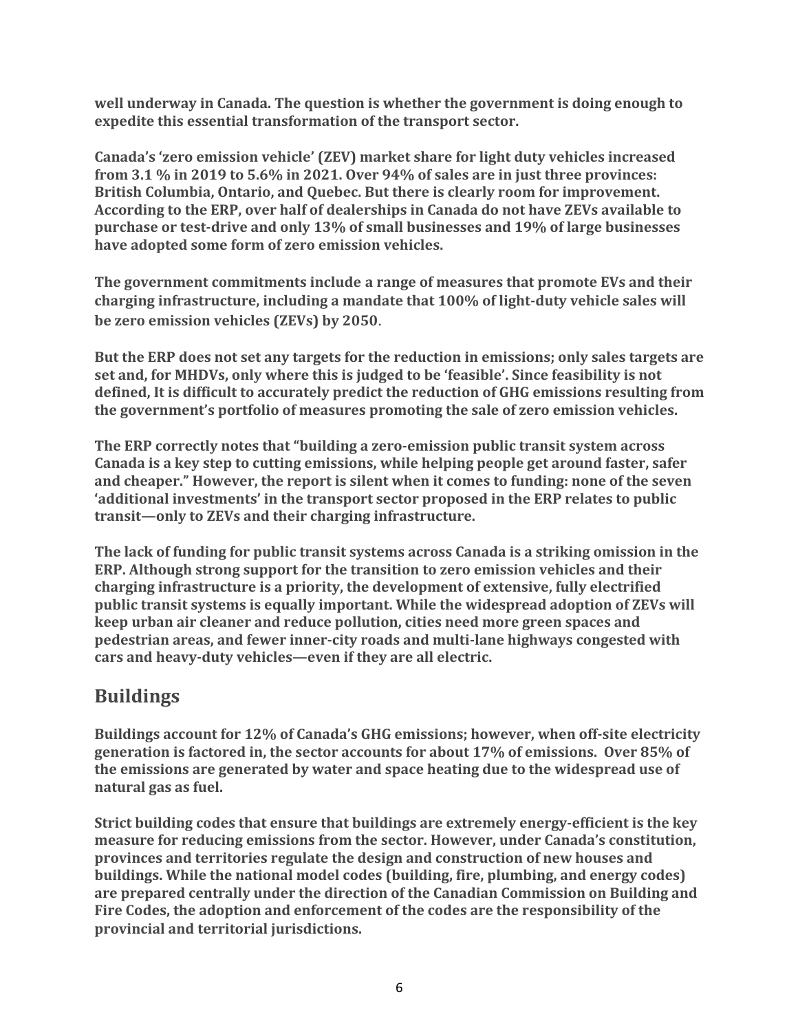**well underway in Canada. The question is whether the government is doing enough to expedite this essential transformation of the transport sector.**

**Canada's 'zero emission vehicle' (ZEV) market share for light duty vehicles increased from 3.1 % in 2019 to 5.6% in 2021. Over 94% of sales are in just three provinces: British Columbia, Ontario, and Quebec. But there is clearly room for improvement. According to the ERP, over half of dealerships in Canada do not have ZEVs available to purchase or test-drive and only 13% of small businesses and 19% of large businesses have adopted some form of zero emission vehicles.**

**The government commitments include a range of measures that promote EVs and their charging infrastructure, including a mandate that 100% of light-duty vehicle sales will be zero emission vehicles (ZEVs) by 2050**.

**But the ERP does not set any targets for the reduction in emissions; only sales targets are set and, for MHDVs, only where this is judged to be 'feasible'. Since feasibility is not defined, It is difficult to accurately predict the reduction of GHG emissions resulting from the government's portfolio of measures promoting the sale of zero emission vehicles.**

**The ERP correctly notes that "building a zero-emission public transit system across Canada is a key step to cutting emissions, while helping people get around faster, safer and cheaper." However, the report is silent when it comes to funding: none of the seven 'additional investments' in the transport sector proposed in the ERP relates to public transit—only to ZEVs and their charging infrastructure.**

**The lack of funding for public transit systems across Canada is a striking omission in the ERP. Although strong support for the transition to zero emission vehicles and their charging infrastructure is a priority, the development of extensive, fully electrified public transit systems is equally important. While the widespread adoption of ZEVs will keep urban air cleaner and reduce pollution, cities need more green spaces and pedestrian areas, and fewer inner-city roads and multi-lane highways congested with cars and heavy-duty vehicles—even if they are all electric.**

## Buildings

**Buildings account for 12% of Canada's GHG emissions; however, when off-site electricity generation is factored in, the sector accounts for about 17% of emissions. Over 85% of the emissions are generated by water and space heating due to the widespread use of natural gas as fuel.**

**Strict building codes that ensure that buildings are extremely energy-efficient is the key measure for reducing emissions from the sector. However, under Canada's constitution, provinces and territories regulate the design and construction of new houses and buildings. While the national model codes (building, fire, plumbing, and energy codes) are prepared centrally under the direction of the Canadian Commission on Building and Fire Codes, the adoption and enforcement of the codes are the responsibility of the provincial and territorial jurisdictions.**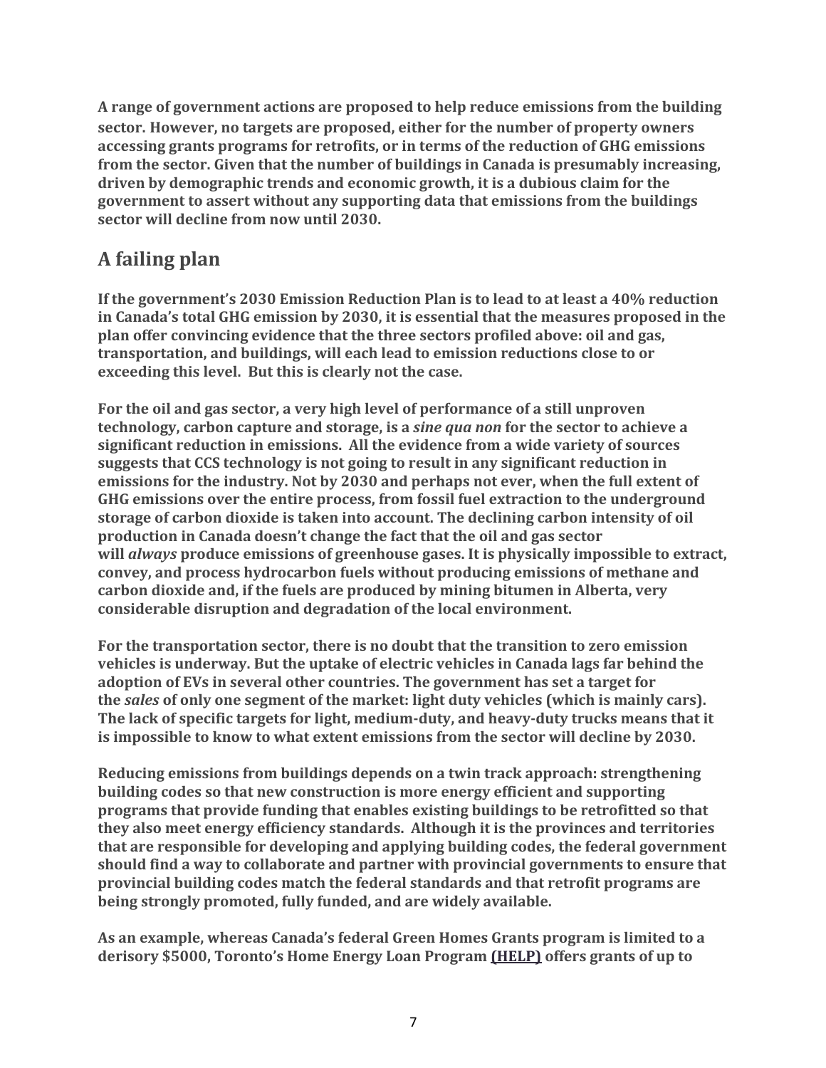**A range of government actions are proposed to help reduce emissions from the building sector. However, no targets are proposed, either for the number of property owners accessing grants programs for retrofits, or in terms of the reduction of GHG emissions from the sector. Given that the number of buildings in Canada is presumably increasing, driven by demographic trends and economic growth, it is a dubious claim for the government to assert without any supporting data that emissions from the buildings sector will decline from now until 2030.**

## A failing plan

**If the government's 2030 Emission Reduction Plan is to lead to at least a 40% reduction in Canada's total GHG emission by 2030, it is essential that the measures proposed in the plan offer convincing evidence that the three sectors profiled above: oil and gas, transportation, and buildings, will each lead to emission reductions close to or exceeding this level. But this is clearly not the case.**

**For the oil and gas sector, a very high level of performance of a still unproven technology, carbon capture and storage, is a *sine qua non* for the sector to achieve a significant reduction in emissions. All the evidence from a wide variety of sources suggests that CCS technology is not going to result in any significant reduction in emissions for the industry. Not by 2030 and perhaps not ever, when the full extent of GHG emissions over the entire process, from fossil fuel extraction to the underground storage of carbon dioxide is taken into account. The declining carbon intensity of oil production in Canada doesn't change the fact that the oil and gas sector will *always* produce emissions of greenhouse gases. It is physically impossible to extract, convey, and process hydrocarbon fuels without producing emissions of methane and carbon dioxide and, if the fuels are produced by mining bitumen in Alberta, very considerable disruption and degradation of the local environment.**

**For the transportation sector, there is no doubt that the transition to zero emission vehicles is underway. But the uptake of electric vehicles in Canada lags far behind the adoption of EVs in several other countries. The government has set a target for the *sales* of only one segment of the market: light duty vehicles (which is mainly cars). The lack of specific targets for light, medium-duty, and heavy-duty trucks means that it is impossible to know to what extent emissions from the sector will decline by 2030.**

**Reducing emissions from buildings depends on a twin track approach: strengthening building codes so that new construction is more energy efficient and supporting programs that provide funding that enables existing buildings to be retrofitted so that they also meet energy efficiency standards. Although it is the provinces and territories that are responsible for developing and applying building codes, the federal government should find a way to collaborate and partner with provincial governments to ensure that provincial building codes match the federal standards and that retrofit programs are being strongly promoted, fully funded, and are widely available.**

**As an example, whereas Canada's federal Green Homes Grants program is limited to a derisory $5000, Toronto's Home Energy Loan Program (HELP) offers grants of up to**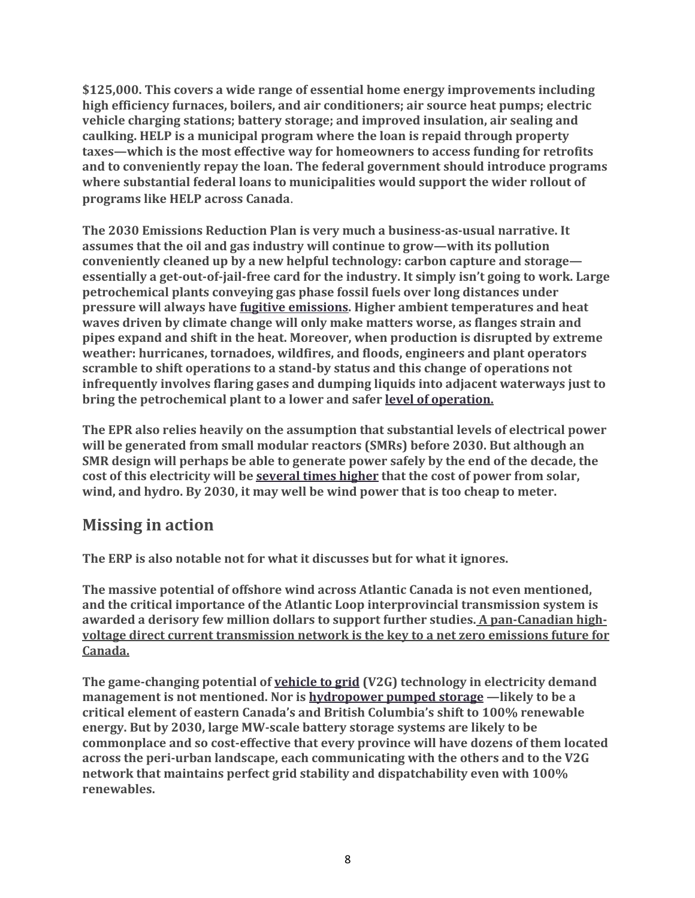**$125,000. This covers a wide range of essential home energy improvements including high efficiency furnaces, boilers, and air conditioners; air source heat pumps; electric vehicle charging stations; battery storage; and improved insulation, air sealing and caulking. HELP is a municipal program where the loan is repaid through property taxes—which is the most effective way for homeowners to access funding for retrofits and to conveniently repay the loan. The federal government should introduce programs where substantial federal loans to municipalities would support the wider rollout of programs like HELP across Canada**.

**The 2030 Emissions Reduction Plan is very much a business-as-usual narrative. It assumes that the oil and gas industry will continue to grow—with its pollution conveniently cleaned up by a new helpful technology: carbon capture and storage—essentially a get-out-of-jail-free card for the industry. It simply isn't going to work. Large petrochemical plants conveying gas phase fossil fuels over long distances under pressure will always have fugitive emissions. Higher ambient temperatures and heat waves driven by climate change will only make matters worse, as flanges strain and pipes expand and shift in the heat. Moreover, when production is disrupted by extreme weather: hurricanes, tornadoes, wildfires, and floods, engineers and plant operators scramble to shift operations to a stand-by status and this change of operations not infrequently involves flaring gases and dumping liquids into adjacent waterways just to bring the petrochemical plant to a lower and safer level of operation.**

**The EPR also relies heavily on the assumption that substantial levels of electrical power will be generated from small modular reactors (SMRs) before 2030. But although an SMR design will perhaps be able to generate power safely by the end of the decade, the cost of this electricity will be several times higher that the cost of power from solar, wind, and hydro. By 2030, it may well be wind power that is too cheap to meter.**

## Missing in action

**The ERP is also notable not for what it discusses but for what it ignores.**

**The massive potential of offshore wind across Atlantic Canada is not even mentioned, and the critical importance of the Atlantic Loop interprovincial transmission system is awarded a derisory few million dollars to support further studies. A pan-Canadian high-voltage direct current transmission network is the key to a net zero emissions future for Canada.**

**The game-changing potential of vehicle to grid (V2G) technology in electricity demand management is not mentioned. Nor is hydropower pumped storage —likely to be a critical element of eastern Canada's and British Columbia's shift to 100% renewable energy. But by 2030, large MW-scale battery storage systems are likely to be commonplace and so cost-effective that every province will have dozens of them located across the peri-urban landscape, each communicating with the others and to the V2G network that maintains perfect grid stability and dispatchability even with 100% renewables.**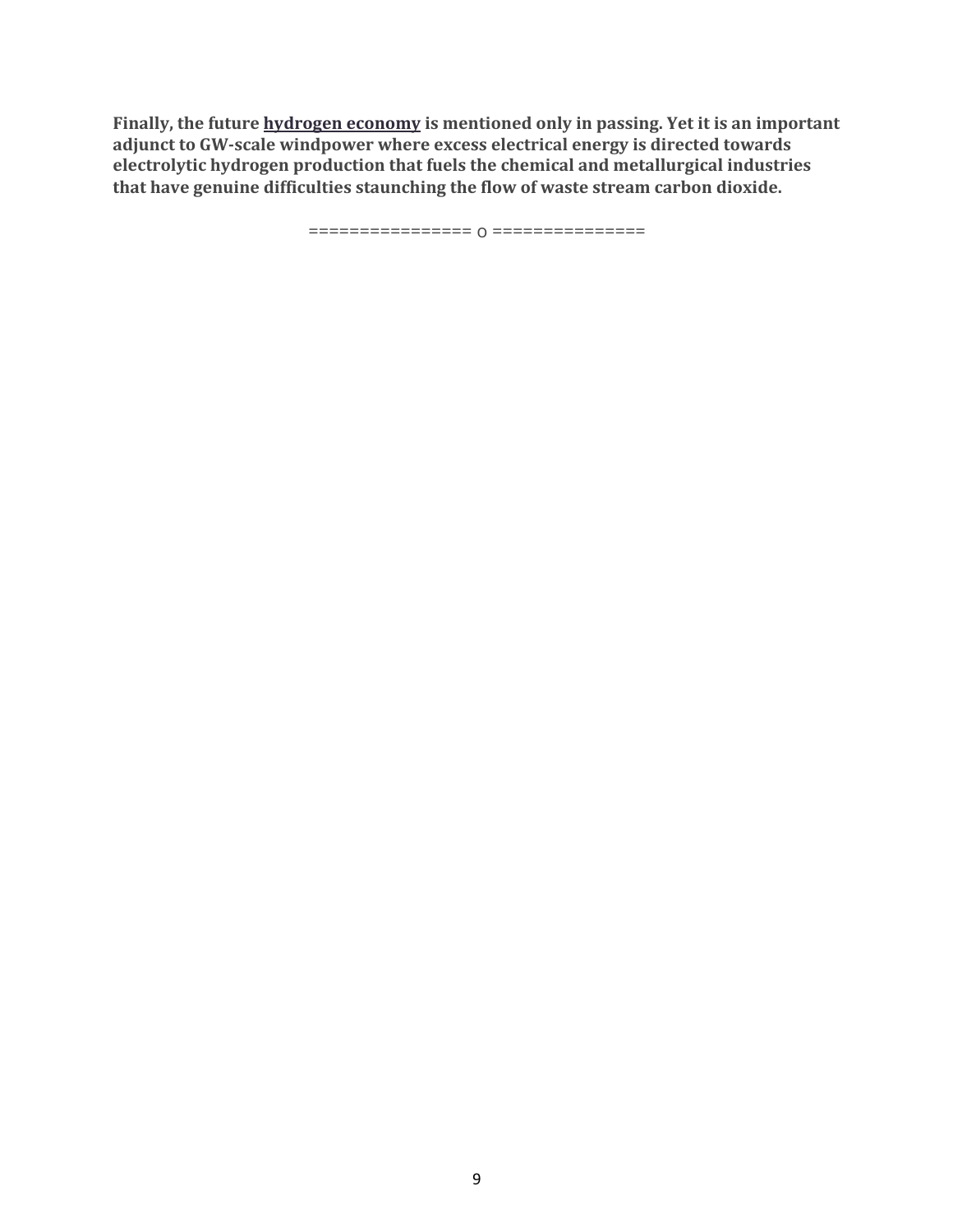**Finally, the future hydrogen economy is mentioned only in passing. Yet it is an important adjunct to GW-scale windpower where excess electrical energy is directed towards electrolytic hydrogen production that fuels the chemical and metallurgical industries that have genuine difficulties staunching the flow of waste stream carbon dioxide.**

================ o ===============